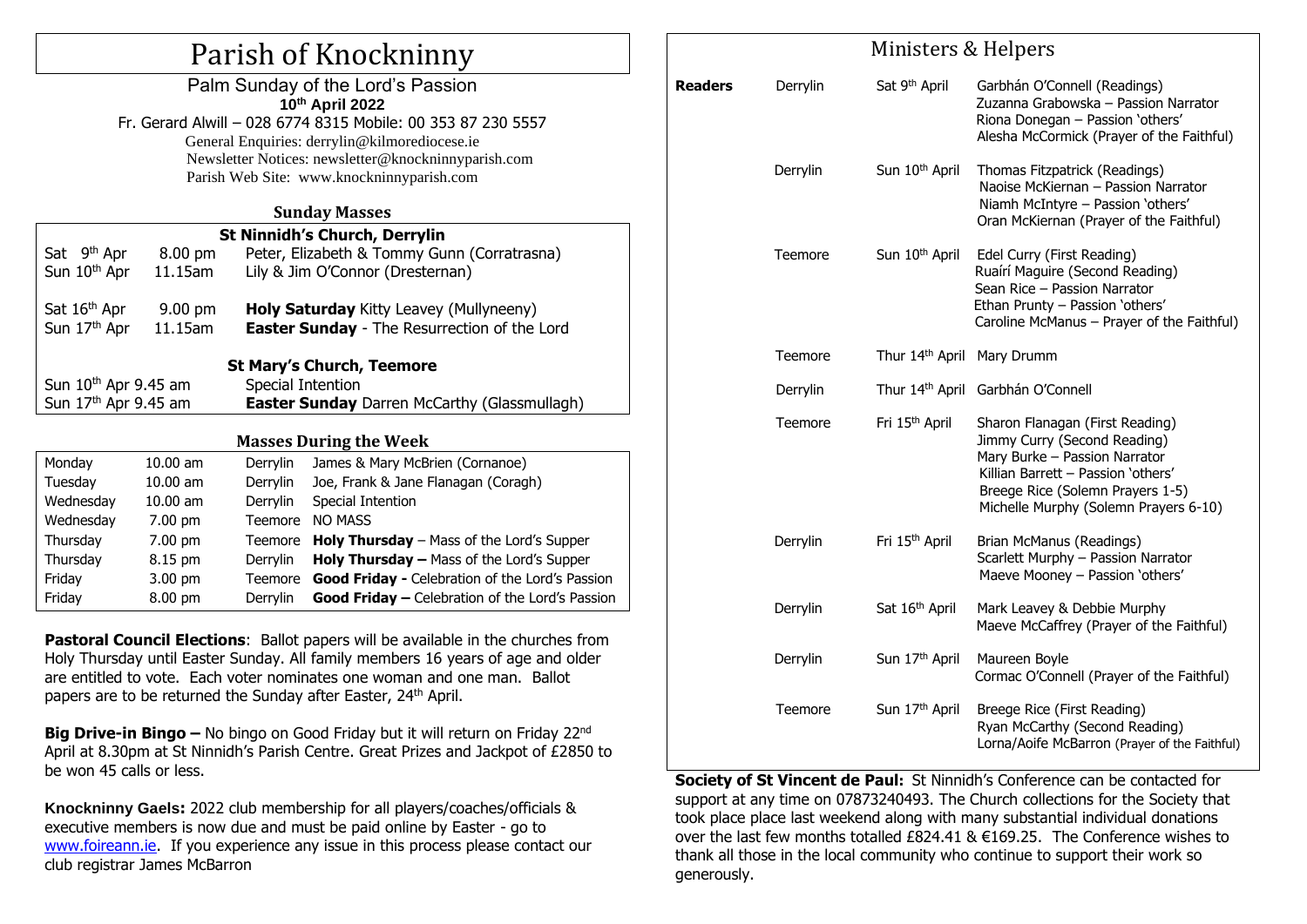# Parish of Knockninny

Palm Sunday of the Lord's Passion
**10th April 2022**
Fr. Gerard Alwill – 028 6774 8315 Mobile: 00 353 87 230 5557
General Enquiries: derrylin@kilmorediocese.ie
Newsletter Notices: newsletter@knockninnyparish.com
Parish Web Site: www.knockninnyparish.com

## Sunday Masses

**St Ninnidh's Church, Derrylin**

| | | |
|---|---|---|
| Sat 9th Apr | 8.00 pm | Peter, Elizabeth & Tommy Gunn (Corratrasna) |
| Sun 10th Apr | 11.15am | Lily & Jim O'Connor (Dresternan) |
| Sat 16th Apr | 9.00 pm | **Holy Saturday** Kitty Leavey (Mullyneeny) |
| Sun 17th Apr | 11.15am | **Easter Sunday** - The Resurrection of the Lord |

**St Mary's Church, Teemore**

| | |
|---|---|
| Sun 10th Apr 9.45 am | Special Intention |
| Sun 17th Apr 9.45 am | **Easter Sunday** Darren McCarthy (Glassmullagh) |

## Masses During the Week

| | | | |
|---|---|---|---|
| Monday | 10.00 am | Derrylin | James & Mary McBrien (Cornanoe) |
| Tuesday | 10.00 am | Derrylin | Joe, Frank & Jane Flanagan (Coragh) |
| Wednesday | 10.00 am | Derrylin | Special Intention |
| Wednesday | 7.00 pm | Teemore | NO MASS |
| Thursday | 7.00 pm | Teemore | **Holy Thursday** – Mass of the Lord's Supper |
| Thursday | 8.15 pm | Derrylin | **Holy Thursday –** Mass of the Lord's Supper |
| Friday | 3.00 pm | Teemore | **Good Friday -** Celebration of the Lord's Passion |
| Friday | 8.00 pm | Derrylin | **Good Friday –** Celebration of the Lord's Passion |

**Pastoral Council Elections**: Ballot papers will be available in the churches from Holy Thursday until Easter Sunday. All family members 16 years of age and older are entitled to vote. Each voter nominates one woman and one man. Ballot papers are to be returned the Sunday after Easter, 24th April.

**Big Drive-in Bingo –** No bingo on Good Friday but it will return on Friday 22nd April at 8.30pm at St Ninnidh's Parish Centre. Great Prizes and Jackpot of £2850 to be won 45 calls or less.

**Knockninny Gaels:** 2022 club membership for all players/coaches/officials & executive members is now due and must be paid online by Easter - go to www.foireann.ie. If you experience any issue in this process please contact our club registrar James McBarron

## Ministers & Helpers

| | | | |
|---|---|---|---|
| **Readers** | Derrylin | Sat 9th April | Garbhán O'Connell (Readings)<br>Zuzanna Grabowska – Passion Narrator<br>Riona Donegan – Passion 'others'<br>Alesha McCormick (Prayer of the Faithful) |
| | Derrylin | Sun 10th April | Thomas Fitzpatrick (Readings)<br>Naoise McKiernan – Passion Narrator<br>Niamh McIntyre – Passion 'others'<br>Oran McKiernan (Prayer of the Faithful) |
| | Teemore | Sun 10th April | Edel Curry (First Reading)<br>Ruaírí Maguire (Second Reading)<br>Sean Rice – Passion Narrator<br>Ethan Prunty – Passion 'others'<br>Caroline McManus – Prayer of the Faithful) |
| | Teemore | Thur 14th April | Mary Drumm |
| | Derrylin | Thur 14th April | Garbhán O'Connell |
| | Teemore | Fri 15th April | Sharon Flanagan (First Reading)<br>Jimmy Curry (Second Reading)<br>Mary Burke – Passion Narrator<br>Killian Barrett – Passion 'others'<br>Breege Rice (Solemn Prayers 1-5)<br>Michelle Murphy (Solemn Prayers 6-10) |
| | Derrylin | Fri 15th April | Brian McManus (Readings)<br>Scarlett Murphy – Passion Narrator<br>Maeve Mooney – Passion 'others' |
| | Derrylin | Sat 16th April | Mark Leavey & Debbie Murphy<br>Maeve McCaffrey (Prayer of the Faithful) |
| | Derrylin | Sun 17th April | Maureen Boyle<br>Cormac O'Connell (Prayer of the Faithful) |
| | Teemore | Sun 17th April | Breege Rice (First Reading)<br>Ryan McCarthy (Second Reading)<br>Lorna/Aoife McBarron (Prayer of the Faithful) |

**Society of St Vincent de Paul:** St Ninnidh's Conference can be contacted for support at any time on 07873240493. The Church collections for the Society that took place place last weekend along with many substantial individual donations over the last few months totalled £824.41 & €169.25. The Conference wishes to thank all those in the local community who continue to support their work so generously.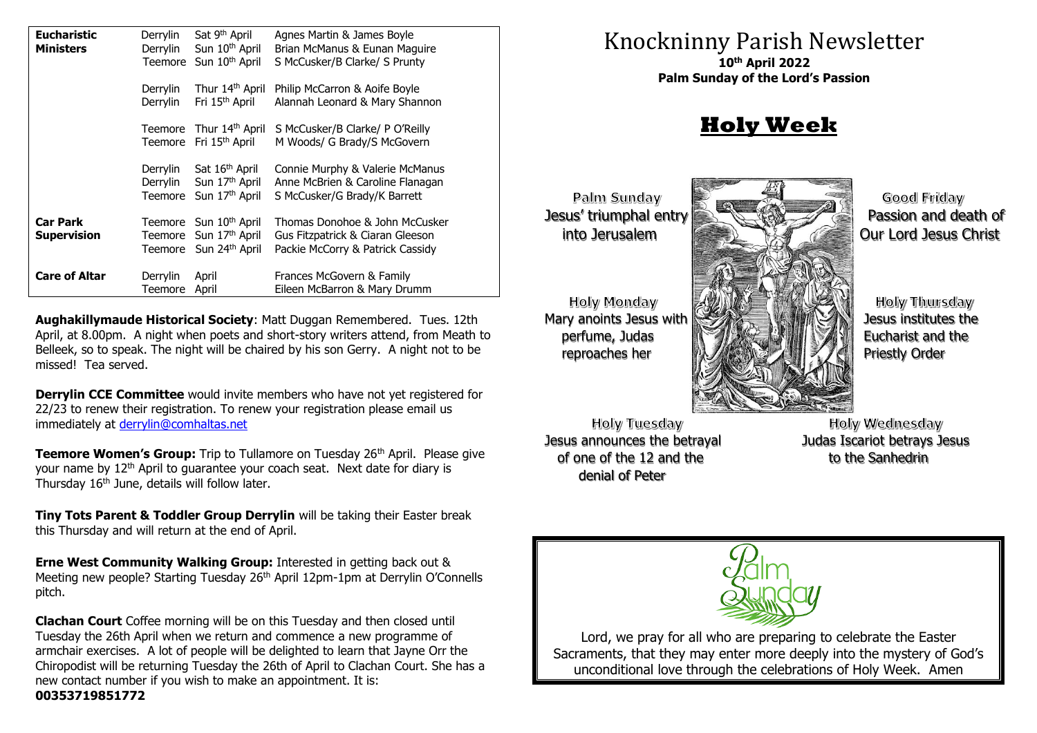| | | | |
|---|---|---|---|
| **Eucharistic Ministers** | Derrylin | Sat 9th April | Agnes Martin & James Boyle |
| | Derrylin | Sun 10th April | Brian McManus & Eunan Maguire |
| | Teemore | Sun 10th April | S McCusker/B Clarke/ S Prunty |
| | Derrylin | Thur 14th April | Philip McCarron & Aoife Boyle |
| | Derrylin | Fri 15th April | Alannah Leonard & Mary Shannon |
| | Teemore | Thur 14th April | S McCusker/B Clarke/ P O'Reilly |
| | Teemore | Fri 15th April | M Woods/ G Brady/S McGovern |
| | Derrylin | Sat 16th April | Connie Murphy & Valerie McManus |
| | Derrylin | Sun 17th April | Anne McBrien & Caroline Flanagan |
| | Teemore | Sun 17th April | S McCusker/G Brady/K Barrett |
| **Car Park Supervision** | Teemore | Sun 10th April | Thomas Donohoe & John McCusker |
| | Teemore | Sun 17th April | Gus Fitzpatrick & Ciaran Gleeson |
| | Teemore | Sun 24th April | Packie McCorry & Patrick Cassidy |
| **Care of Altar** | Derrylin | April | Frances McGovern & Family |
| | Teemore | April | Eileen McBarron & Mary Drumm |

**Aughakillymaude Historical Society**: Matt Duggan Remembered. Tues. 12th April, at 8.00pm. A night when poets and short-story writers attend, from Meath to Belleek, so to speak. The night will be chaired by his son Gerry. A night not to be missed! Tea served.

**Derrylin CCE Committee** would invite members who have not yet registered for 22/23 to renew their registration. To renew your registration please email us immediately at derrylin@comhaltas.net

**Teemore Women's Group:** Trip to Tullamore on Tuesday 26th April. Please give your name by 12th April to guarantee your coach seat. Next date for diary is Thursday 16th June, details will follow later.

**Tiny Tots Parent & Toddler Group Derrylin** will be taking their Easter break this Thursday and will return at the end of April.

**Erne West Community Walking Group:** Interested in getting back out & Meeting new people? Starting Tuesday 26th April 12pm-1pm at Derrylin O'Connells pitch.

**Clachan Court** Coffee morning will be on this Tuesday and then closed until Tuesday the 26th April when we return and commence a new programme of armchair exercises. A lot of people will be delighted to learn that Jayne Orr the Chiropodist will be returning Tuesday the 26th of April to Clachan Court. She has a new contact number if you wish to make an appointment. It is: **00353719851772**

# Knockninny Parish Newsletter

**10th April 2022**
**Palm Sunday of the Lord's Passion**

## Holy Week

**Palm Sunday**
Jesus' triumphal entry into Jerusalem

**Holy Monday**
Mary anoints Jesus with perfume, Judas reproaches her

**Holy Tuesday**
Jesus announces the betrayal of one of the 12 and the denial of Peter

**Holy Wednesday**
Judas Iscariot betrays Jesus to the Sanhedrin

**Holy Thursday**
Jesus institutes the Eucharist and the Priestly Order

**Good Friday**
Passion and death of Our Lord Jesus Christ

Palm Sunday

Lord, we pray for all who are preparing to celebrate the Easter Sacraments, that they may enter more deeply into the mystery of God's unconditional love through the celebrations of Holy Week. Amen